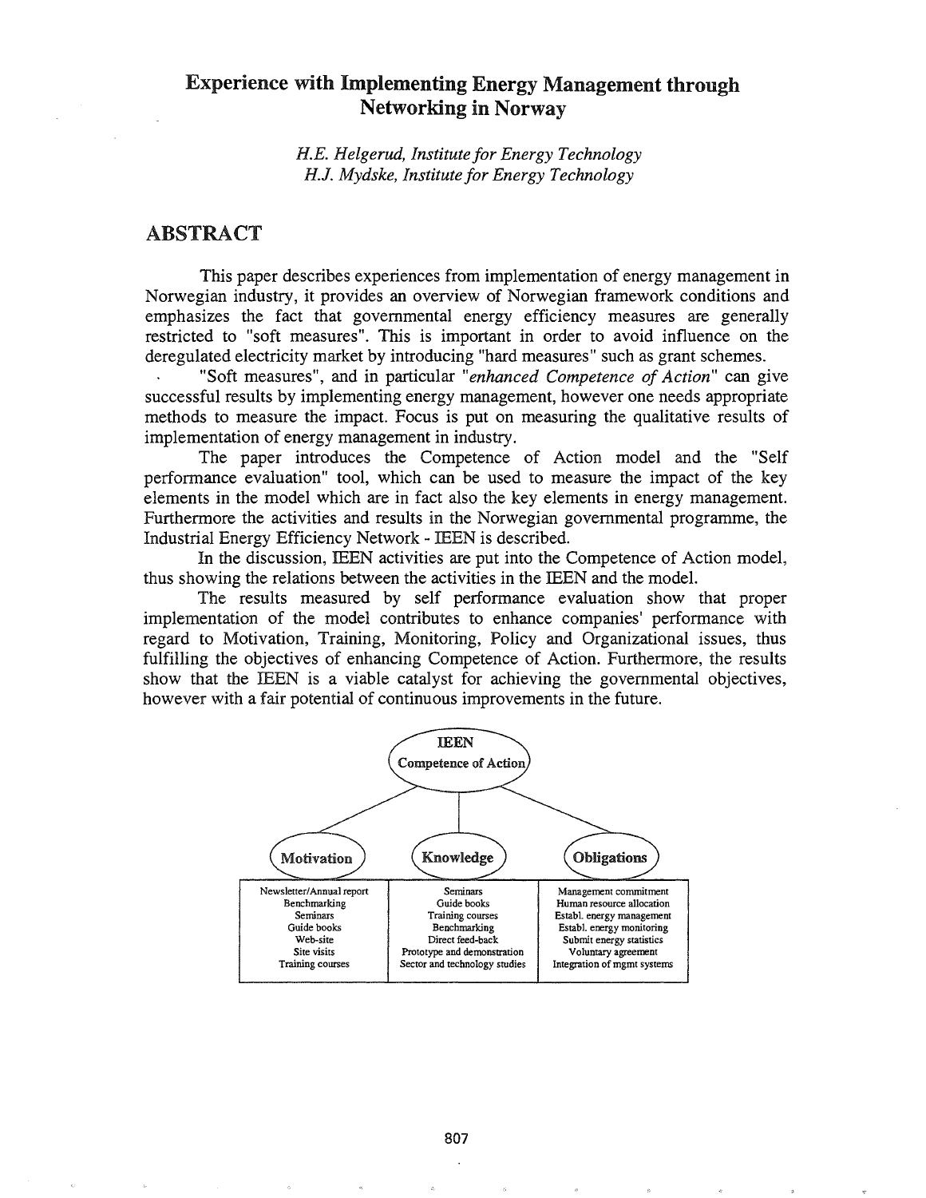# Experience with Implementing Energy Management through Networking in Norway

*H.E. Helgerud, Institute for Energy Technology*
*H.J. Mydske, Institute for Energy Technology*

## ABSTRACT

This paper describes experiences from implementation of energy management in Norwegian industry, it provides an overview of Norwegian framework conditions and emphasizes the fact that governmental energy efficiency measures are generally restricted to "soft measures". This is important in order to avoid influence on the deregulated electricity market by introducing "hard measures" such as grant schemes.

"Soft measures", and in particular "*enhanced Competence of Action*" can give successful results by implementing energy management, however one needs appropriate methods to measure the impact. Focus is put on measuring the qualitative results of implementation of energy management in industry.

The paper introduces the Competence of Action model and the "Self performance evaluation" tool, which can be used to measure the impact of the key elements in the model which are in fact also the key elements in energy management. Furthermore the activities and results in the Norwegian governmental programme, the Industrial Energy Efficiency Network - IEEN is described.

In the discussion, IEEN activities are put into the Competence of Action model, thus showing the relations between the activities in the IEEN and the model.

The results measured by self performance evaluation show that proper implementation of the model contributes to enhance companies' performance with regard to Motivation, Training, Monitoring, Policy and Organizational issues, thus fulfilling the objectives of enhancing Competence of Action. Furthermore, the results show that the IEEN is a viable catalyst for achieving the governmental objectives, however with a fair potential of continuous improvements in the future.

IEEN Competence of Action

| Motivation | Knowledge | Obligations |
|---|---|---|
| Newsletter/Annual report | Seminars | Management commitment |
| Benchmarking | Guide books | Human resource allocation |
| Seminars | Training courses | Establ. energy management |
| Guide books | Benchmarking | Establ. energy monitoring |
| Web-site | Direct feed-back | Submit energy statistics |
| Site visits | Prototype and demonstration | Voluntary agreement |
| Training courses | Sector and technology studies | Integration of mgmt systems |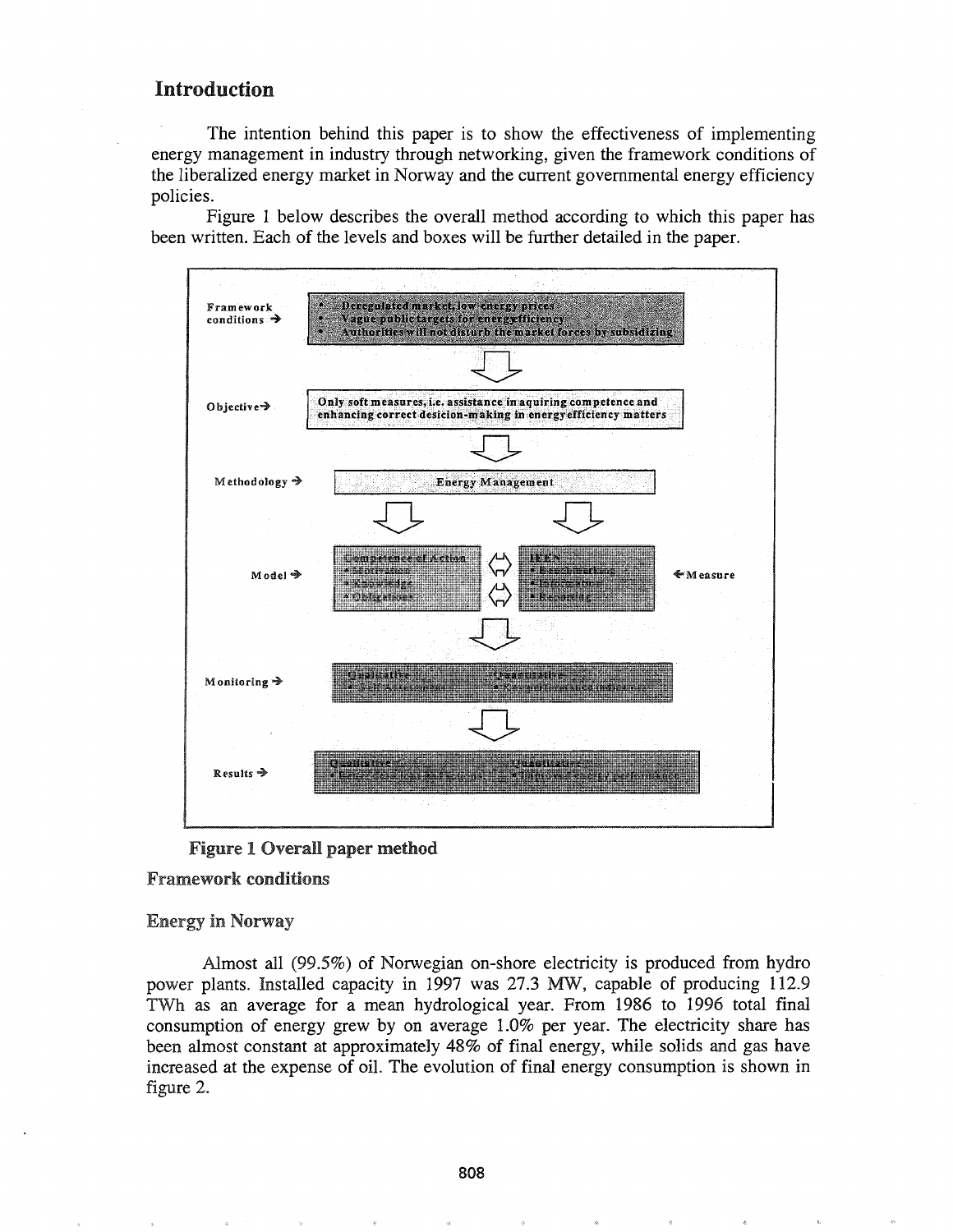## Introduction

The intention behind this paper is to show the effectiveness of implementing energy management in industry through networking, given the framework conditions of the liberalized energy market in Norway and the current governmental energy efficiency policies.

Figure 1 below describes the overall method according to which this paper has been written. Each of the levels and boxes will be further detailed in the paper.

Framework conditions →
- Deregulated market, low energy prices
- Vague public targets for energy efficiency
- Authorities will not disturb the market forces by subsidizing

Objective → Only soft measures, i.e. assistance in aquiring competence and enhancing correct desicion-making in energy efficiency matters

Methodology → Energy Management

Model → Competence of Action • Motivation • Knowledge • Obligations ⇔ IEEN • Benchmarking • Information • Reporting ← Measure

Monitoring → Qualitative • Self Assessment | Quantitative • Key performance indicators

Results → Qualitative • Energy Strategies & Focus | Quantitative • Improved energy performance

**Figure 1 Overall paper method**

### Framework conditions

### Energy in Norway

Almost all (99.5%) of Norwegian on-shore electricity is produced from hydro power plants. Installed capacity in 1997 was 27.3 MW, capable of producing 112.9 TWh as an average for a mean hydrological year. From 1986 to 1996 total final consumption of energy grew by on average 1.0% per year. The electricity share has been almost constant at approximately 48% of final energy, while solids and gas have increased at the expense of oil. The evolution of final energy consumption is shown in figure 2.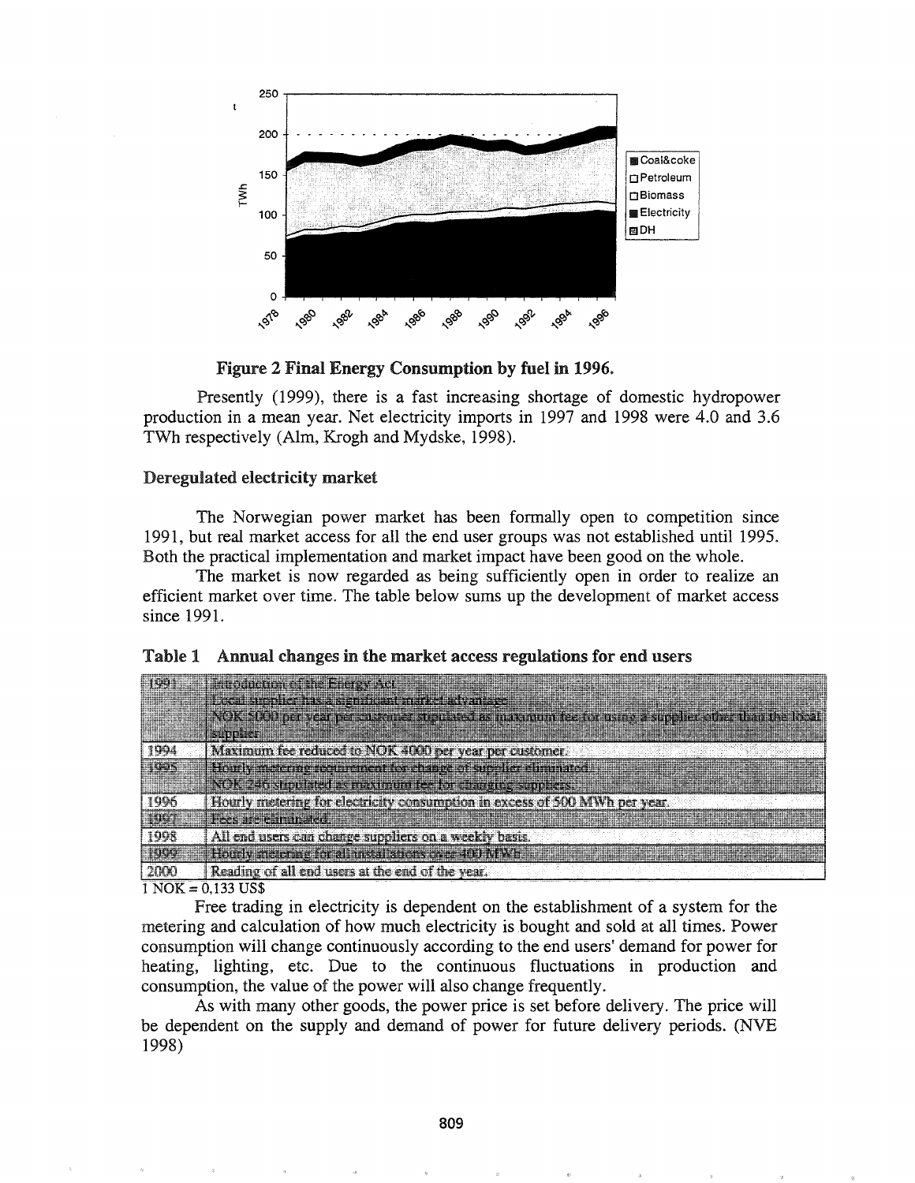**Figure 2 Final Energy Consumption by fuel in 1996.**

Presently (1999), there is a fast increasing shortage of domestic hydropower production in a mean year. Net electricity imports in 1997 and 1998 were 4.0 and 3.6 TWh respectively (Alm, Krogh and Mydske, 1998).

### Deregulated electricity market

The Norwegian power market has been formally open to competition since 1991, but real market access for all the end user groups was not established until 1995. Both the practical implementation and market impact have been good on the whole.

The market is now regarded as being sufficiently open in order to realize an efficient market over time. The table below sums up the development of market access since 1991.

**Table 1 Annual changes in the market access regulations for end users**

| Year | Change |
|---|---|
| 1991 | Introduction of the Energy Act<br>Local supplier has a significant market advantage<br>NOK 5000 per year per customer stipulated as maximum fee for using a supplier other than the local supplier |
| 1994 | Maximum fee reduced to NOK 4000 per year per customer. |
| 1995 | Hourly metering requirement for change of supplier eliminated.<br>NOK 246 stipulated as maximum fee for changing suppliers. |
| 1996 | Hourly metering for electricity consumption in excess of 500 MWh per year. |
| 1997 | Fees are eliminated. |
| 1998 | All end users can change suppliers on a weekly basis. |
| 1999 | Hourly metering for all installations over 400 MWh. |
| 2000 | Reading of all end users at the end of the year. |

1 NOK = 0,133 US$

Free trading in electricity is dependent on the establishment of a system for the metering and calculation of how much electricity is bought and sold at all times. Power consumption will change continuously according to the end users' demand for power for heating, lighting, etc. Due to the continuous fluctuations in production and consumption, the value of the power will also change frequently.

As with many other goods, the power price is set before delivery. The price will be dependent on the supply and demand of power for future delivery periods. (NVE 1998)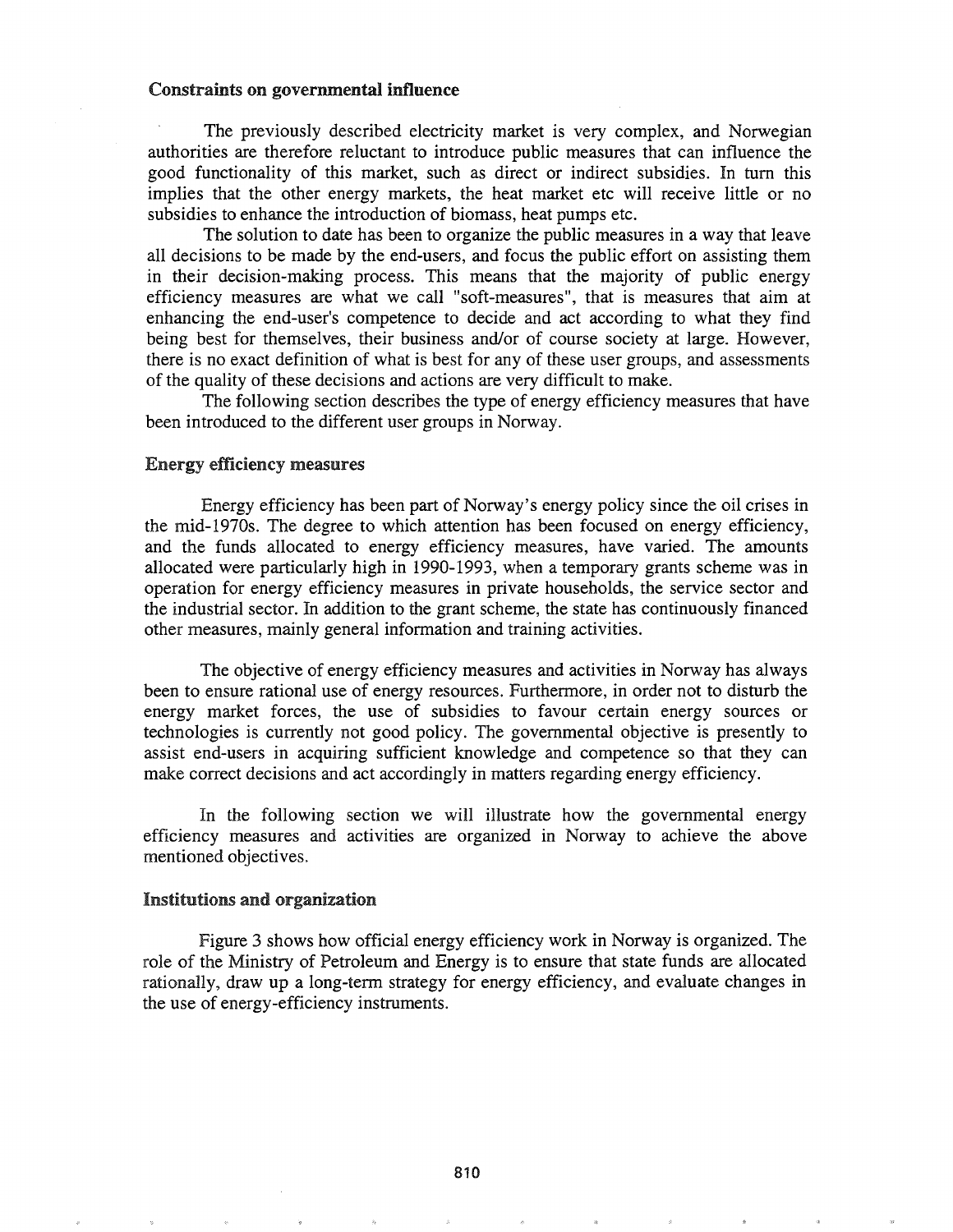## Constraints on governmental influence

The previously described electricity market is very complex, and Norwegian authorities are therefore reluctant to introduce public measures that can influence the good functionality of this market, such as direct or indirect subsidies. In turn this implies that the other energy markets, the heat market etc will receive little or no subsidies to enhance the introduction of biomass, heat pumps etc.

The solution to date has been to organize the public measures in a way that leave all decisions to be made by the end-users, and focus the public effort on assisting them in their decision-making process. This means that the majority of public energy efficiency measures are what we call "soft-measures", that is measures that aim at enhancing the end-user's competence to decide and act according to what they find being best for themselves, their business and/or of course society at large. However, there is no exact definition of what is best for any of these user groups, and assessments of the quality of these decisions and actions are very difficult to make.

The following section describes the type of energy efficiency measures that have been introduced to the different user groups in Norway.

## Energy efficiency measures

Energy efficiency has been part of Norway's energy policy since the oil crises in the mid-1970s. The degree to which attention has been focused on energy efficiency, and the funds allocated to energy efficiency measures, have varied. The amounts allocated were particularly high in 1990-1993, when a temporary grants scheme was in operation for energy efficiency measures in private households, the service sector and the industrial sector. In addition to the grant scheme, the state has continuously financed other measures, mainly general information and training activities.

The objective of energy efficiency measures and activities in Norway has always been to ensure rational use of energy resources. Furthermore, in order not to disturb the energy market forces, the use of subsidies to favour certain energy sources or technologies is currently not good policy. The governmental objective is presently to assist end-users in acquiring sufficient knowledge and competence so that they can make correct decisions and act accordingly in matters regarding energy efficiency.

In the following section we will illustrate how the governmental energy efficiency measures and activities are organized in Norway to achieve the above mentioned objectives.

## Institutions and organization

Figure 3 shows how official energy efficiency work in Norway is organized. The role of the Ministry of Petroleum and Energy is to ensure that state funds are allocated rationally, draw up a long-term strategy for energy efficiency, and evaluate changes in the use of energy-efficiency instruments.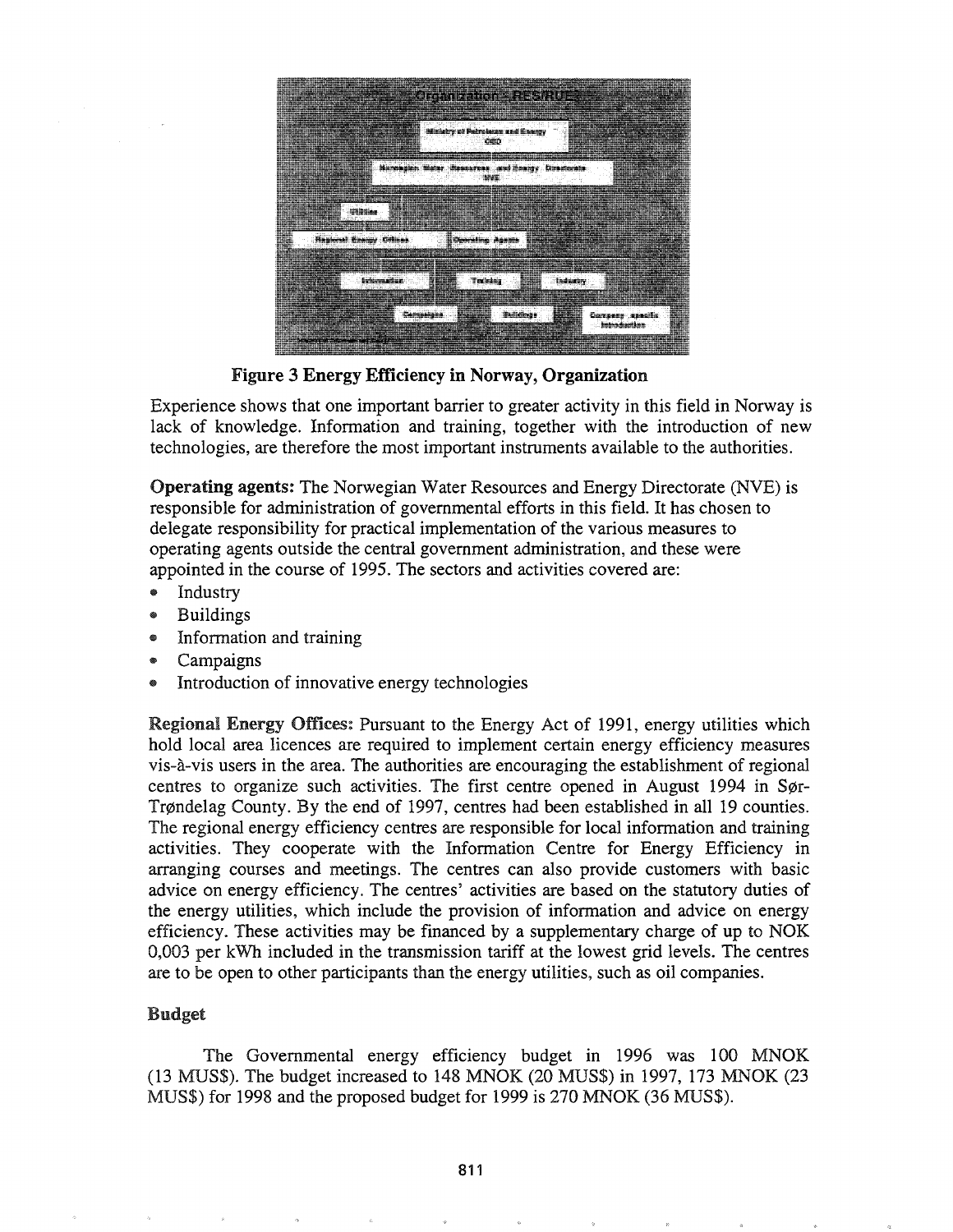**Figure 3 Energy Efficiency in Norway, Organization**

Experience shows that one important barrier to greater activity in this field in Norway is lack of knowledge. Information and training, together with the introduction of new technologies, are therefore the most important instruments available to the authorities.

**Operating agents:** The Norwegian Water Resources and Energy Directorate (NVE) is responsible for administration of governmental efforts in this field. It has chosen to delegate responsibility for practical implementation of the various measures to operating agents outside the central government administration, and these were appointed in the course of 1995. The sectors and activities covered are:

- Industry
- Buildings
- Information and training
- Campaigns
- Introduction of innovative energy technologies

**Regional Energy Offices:** Pursuant to the Energy Act of 1991, energy utilities which hold local area licences are required to implement certain energy efficiency measures vis-à-vis users in the area. The authorities are encouraging the establishment of regional centres to organize such activities. The first centre opened in August 1994 in Sør-Trøndelag County. By the end of 1997, centres had been established in all 19 counties. The regional energy efficiency centres are responsible for local information and training activities. They cooperate with the Information Centre for Energy Efficiency in arranging courses and meetings. The centres can also provide customers with basic advice on energy efficiency. The centres' activities are based on the statutory duties of the energy utilities, which include the provision of information and advice on energy efficiency. These activities may be financed by a supplementary charge of up to NOK 0,003 per kWh included in the transmission tariff at the lowest grid levels. The centres are to be open to other participants than the energy utilities, such as oil companies.

## Budget

The Governmental energy efficiency budget in 1996 was 100 MNOK (13 MUS$). The budget increased to 148 MNOK (20 MUS$) in 1997, 173 MNOK (23 MUS$) for 1998 and the proposed budget for 1999 is 270 MNOK (36 MUS$).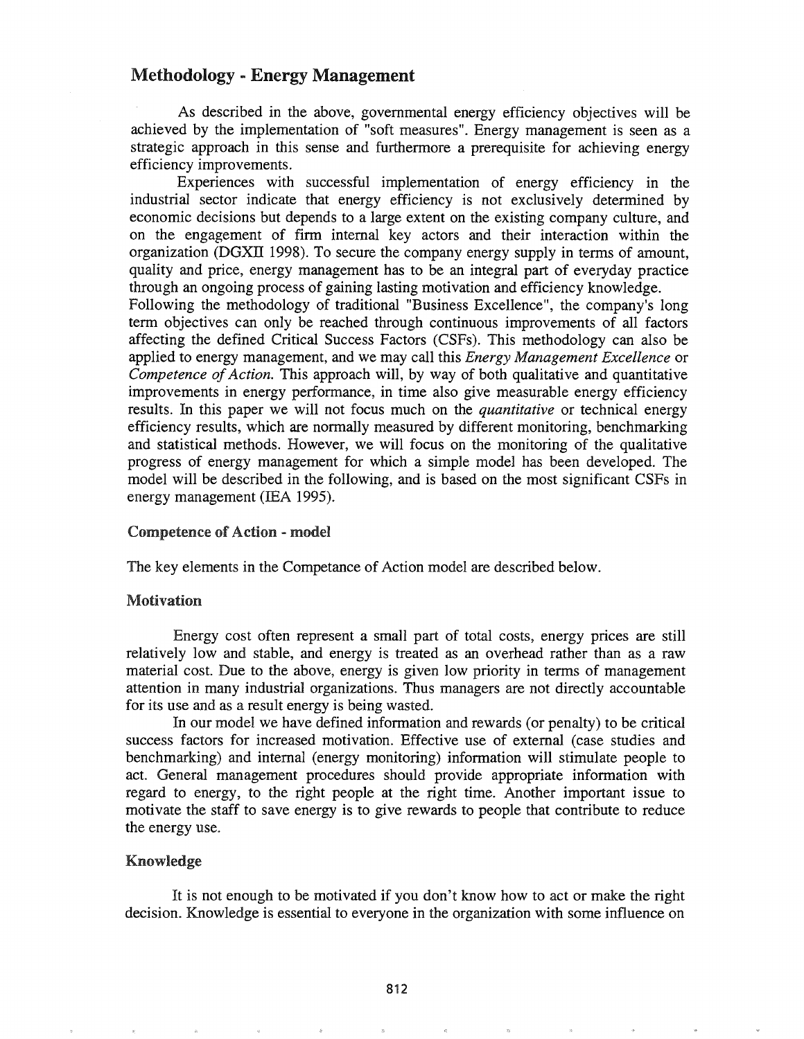## Methodology - Energy Management

As described in the above, governmental energy efficiency objectives will be achieved by the implementation of "soft measures". Energy management is seen as a strategic approach in this sense and furthermore a prerequisite for achieving energy efficiency improvements.

Experiences with successful implementation of energy efficiency in the industrial sector indicate that energy efficiency is not exclusively determined by economic decisions but depends to a large extent on the existing company culture, and on the engagement of firm internal key actors and their interaction within the organization (DGXII 1998). To secure the company energy supply in terms of amount, quality and price, energy management has to be an integral part of everyday practice through an ongoing process of gaining lasting motivation and efficiency knowledge.

Following the methodology of traditional "Business Excellence", the company's long term objectives can only be reached through continuous improvements of all factors affecting the defined Critical Success Factors (CSFs). This methodology can also be applied to energy management, and we may call this *Energy Management Excellence* or *Competence of Action.* This approach will, by way of both qualitative and quantitative improvements in energy performance, in time also give measurable energy efficiency results. In this paper we will not focus much on the *quantitative* or technical energy efficiency results, which are normally measured by different monitoring, benchmarking and statistical methods. However, we will focus on the monitoring of the qualitative progress of energy management for which a simple model has been developed. The model will be described in the following, and is based on the most significant CSFs in energy management (IEA 1995).

### Competence of Action - model

The key elements in the Competance of Action model are described below.

### Motivation

Energy cost often represent a small part of total costs, energy prices are still relatively low and stable, and energy is treated as an overhead rather than as a raw material cost. Due to the above, energy is given low priority in terms of management attention in many industrial organizations. Thus managers are not directly accountable for its use and as a result energy is being wasted.

In our model we have defined information and rewards (or penalty) to be critical success factors for increased motivation. Effective use of external (case studies and benchmarking) and internal (energy monitoring) information will stimulate people to act. General management procedures should provide appropriate information with regard to energy, to the right people at the right time. Another important issue to motivate the staff to save energy is to give rewards to people that contribute to reduce the energy use.

### Knowledge

It is not enough to be motivated if you don't know how to act or make the right decision. Knowledge is essential to everyone in the organization with some influence on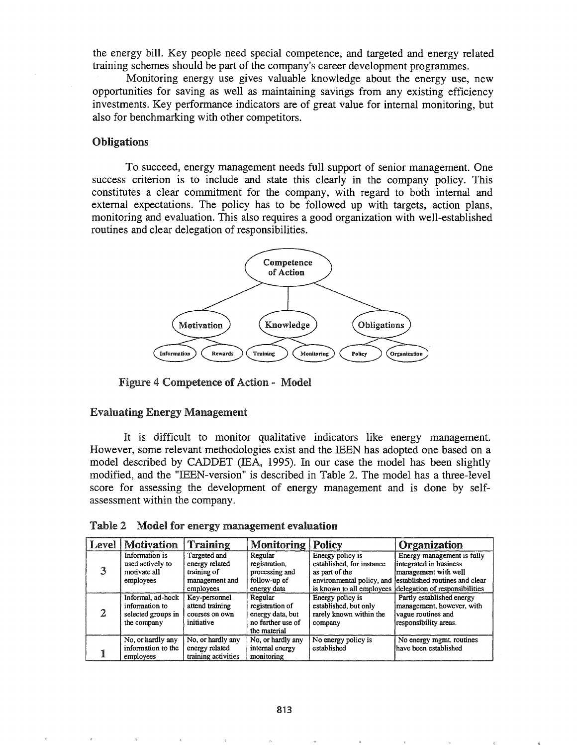the energy bill. Key people need special competence, and targeted and energy related training schemes should be part of the company's career development programmes.

Monitoring energy use gives valuable knowledge about the energy use, new opportunities for saving as well as maintaining savings from any existing efficiency investments. Key performance indicators are of great value for internal monitoring, but also for benchmarking with other competitors.

### Obligations

To succeed, energy management needs full support of senior management. One success criterion is to include and state this clearly in the company policy. This constitutes a clear commitment for the company, with regard to both internal and external expectations. The policy has to be followed up with targets, action plans, monitoring and evaluation. This also requires a good organization with well-established routines and clear delegation of responsibilities.

Competence of Action

Motivation — Information, Rewards

Knowledge — Training, Monitoring

Obligations — Policy, Organization

**Figure 4 Competence of Action - Model**

### Evaluating Energy Management

It is difficult to monitor qualitative indicators like energy management. However, some relevant methodologies exist and the IEEN has adopted one based on a model described by CADDET (IEA, 1995). In our case the model has been slightly modified, and the "IEEN-version" is described in Table 2. The model has a three-level score for assessing the development of energy management and is done by self-assessment within the company.

**Table 2 Model for energy management evaluation**

| Level | Motivation | Training | Monitoring | Policy | Organization |
|---|---|---|---|---|---|
| 3 | Information is used actively to motivate all employees | Targeted and energy related training of management and employees | Regular registration, processing and follow-up of energy data | Energy policy is established, for instance as part of the environmental policy, and is known to all employees | Energy management is fully integrated in business management with well established routines and clear delegation of responsibilities |
| 2 | Informal, ad-hock information to selected groups in the company | Key-personnel attend training courses on own initiative | Regular registration of energy data, but no further use of the material | Energy policy is established, but only rarely known within the company | Partly established energy management, however, with vague routines and responsibility areas. |
| 1 | No, or hardly any information to the employees | No, or hardly any energy related training activities | No, or hardly any internal energy monitoring | No energy policy is established | No energy mgmt. routines have been established |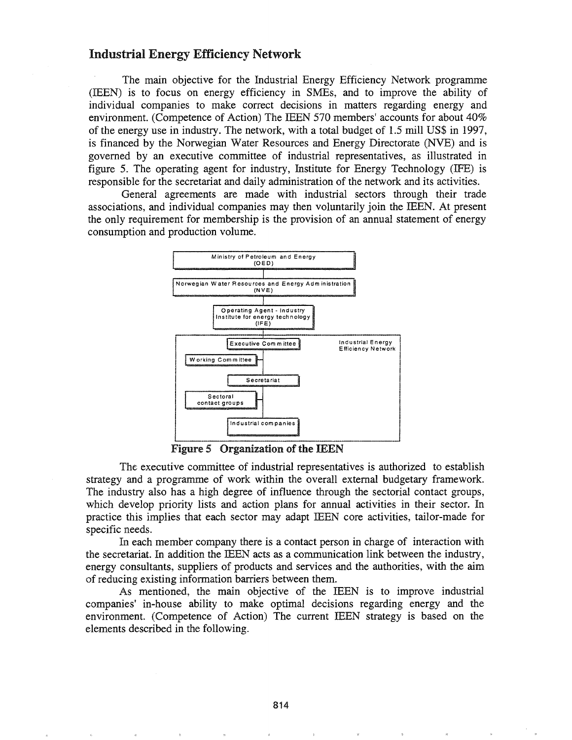## Industrial Energy Efficiency Network

The main objective for the Industrial Energy Efficiency Network programme (IEEN) is to focus on energy efficiency in SMEs, and to improve the ability of individual companies to make correct decisions in matters regarding energy and environment. (Competence of Action) The IEEN 570 members' accounts for about 40% of the energy use in industry. The network, with a total budget of 1.5 mill US$ in 1997, is financed by the Norwegian Water Resources and Energy Directorate (NVE) and is governed by an executive committee of industrial representatives, as illustrated in figure 5. The operating agent for industry, Institute for Energy Technology (IFE) is responsible for the secretariat and daily administration of the network and its activities.

General agreements are made with industrial sectors through their trade associations, and individual companies may then voluntarily join the IEEN. At present the only requirement for membership is the provision of an annual statement of energy consumption and production volume.

Ministry of Petroleum and Energy (OED)

Norwegian Water Resources and Energy Administration (NVE)

Operating Agent - Industry Institute for energy technology (IFE)

Industrial Energy Efficiency Network

Executive Committee

Working Committee

Secretariat

Sectoral contact groups

Industrial companies

**Figure 5 Organization of the IEEN**

The executive committee of industrial representatives is authorized to establish strategy and a programme of work within the overall external budgetary framework. The industry also has a high degree of influence through the sectorial contact groups, which develop priority lists and action plans for annual activities in their sector. In practice this implies that each sector may adapt IEEN core activities, tailor-made for specific needs.

In each member company there is a contact person in charge of interaction with the secretariat. In addition the IEEN acts as a communication link between the industry, energy consultants, suppliers of products and services and the authorities, with the aim of reducing existing information barriers between them.

As mentioned, the main objective of the IEEN is to improve industrial companies' in-house ability to make optimal decisions regarding energy and the environment. (Competence of Action) The current IEEN strategy is based on the elements described in the following.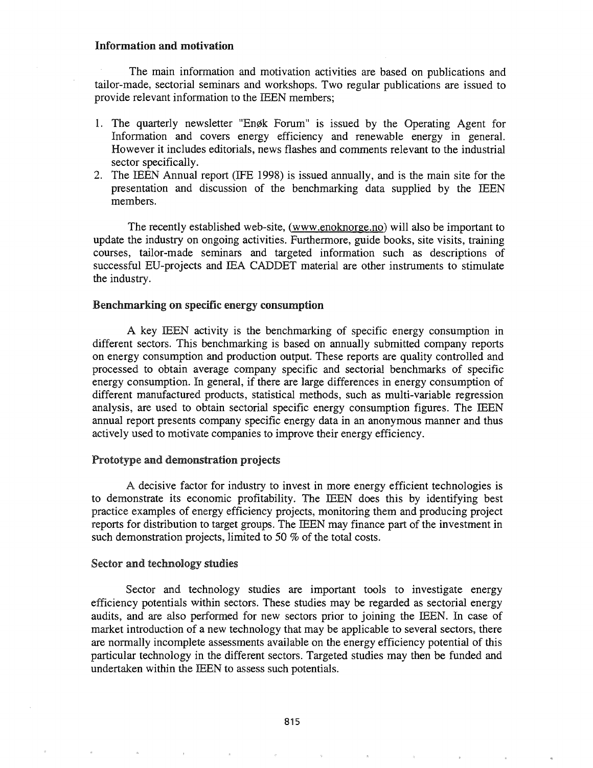### Information and motivation

The main information and motivation activities are based on publications and tailor-made, sectorial seminars and workshops. Two regular publications are issued to provide relevant information to the IEEN members;

1. The quarterly newsletter "Enøk Forum" is issued by the Operating Agent for Information and covers energy efficiency and renewable energy in general. However it includes editorials, news flashes and comments relevant to the industrial sector specifically.
2. The IEEN Annual report (IFE 1998) is issued annually, and is the main site for the presentation and discussion of the benchmarking data supplied by the IEEN members.

The recently established web-site, (www.enoknorge.no) will also be important to update the industry on ongoing activities. Furthermore, guide books, site visits, training courses, tailor-made seminars and targeted information such as descriptions of successful EU-projects and IEA CADDET material are other instruments to stimulate the industry.

### Benchmarking on specific energy consumption

A key IEEN activity is the benchmarking of specific energy consumption in different sectors. This benchmarking is based on annually submitted company reports on energy consumption and production output. These reports are quality controlled and processed to obtain average company specific and sectorial benchmarks of specific energy consumption. In general, if there are large differences in energy consumption of different manufactured products, statistical methods, such as multi-variable regression analysis, are used to obtain sectorial specific energy consumption figures. The IEEN annual report presents company specific energy data in an anonymous manner and thus actively used to motivate companies to improve their energy efficiency.

### Prototype and demonstration projects

A decisive factor for industry to invest in more energy efficient technologies is to demonstrate its economic profitability. The IEEN does this by identifying best practice examples of energy efficiency projects, monitoring them and producing project reports for distribution to target groups. The IEEN may finance part of the investment in such demonstration projects, limited to 50 % of the total costs.

### Sector and technology studies

Sector and technology studies are important tools to investigate energy efficiency potentials within sectors. These studies may be regarded as sectorial energy audits, and are also performed for new sectors prior to joining the IEEN. In case of market introduction of a new technology that may be applicable to several sectors, there are normally incomplete assessments available on the energy efficiency potential of this particular technology in the different sectors. Targeted studies may then be funded and undertaken within the IEEN to assess such potentials.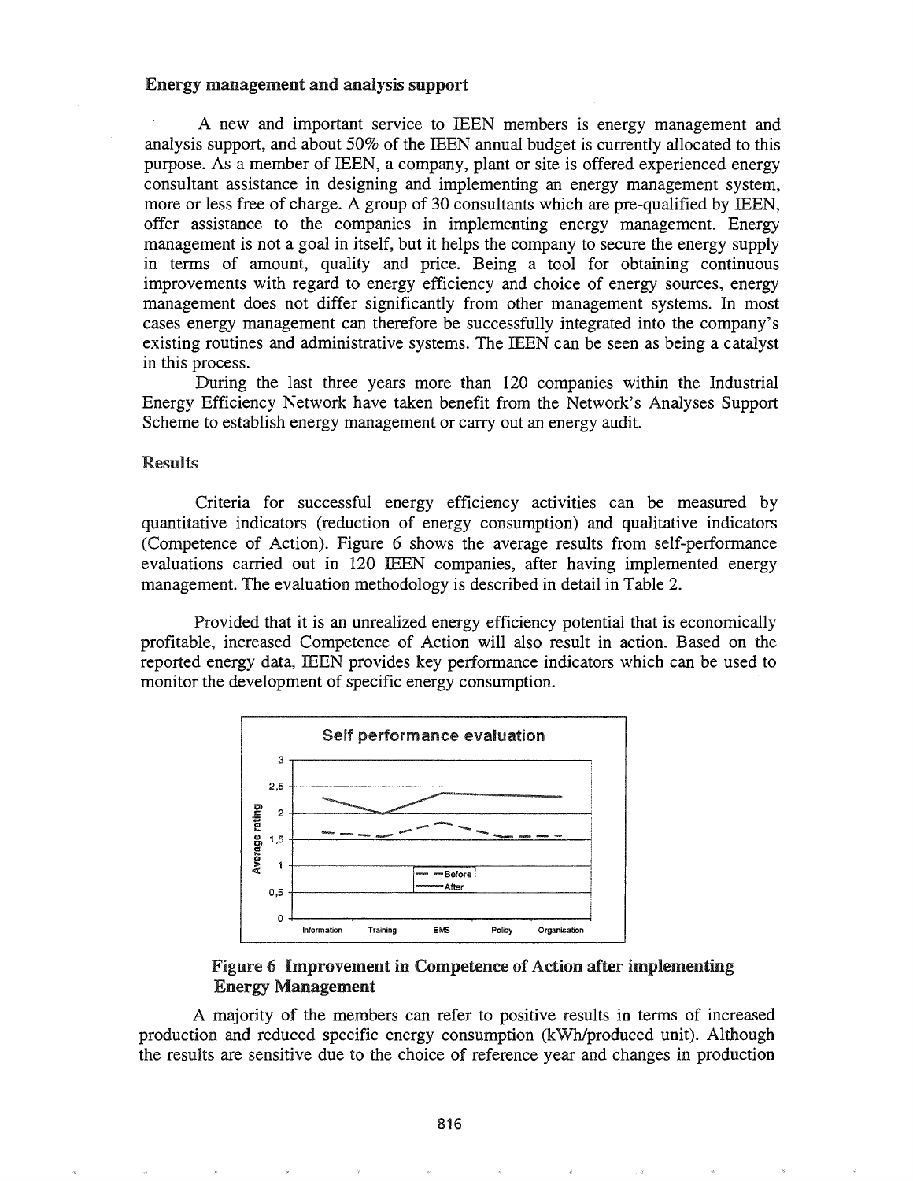### Energy management and analysis support

A new and important service to IEEN members is energy management and analysis support, and about 50% of the IEEN annual budget is currently allocated to this purpose. As a member of IEEN, a company, plant or site is offered experienced energy consultant assistance in designing and implementing an energy management system, more or less free of charge. A group of 30 consultants which are pre-qualified by IEEN, offer assistance to the companies in implementing energy management. Energy management is not a goal in itself, but it helps the company to secure the energy supply in terms of amount, quality and price. Being a tool for obtaining continuous improvements with regard to energy efficiency and choice of energy sources, energy management does not differ significantly from other management systems. In most cases energy management can therefore be successfully integrated into the company's existing routines and administrative systems. The IEEN can be seen as being a catalyst in this process.

During the last three years more than 120 companies within the Industrial Energy Efficiency Network have taken benefit from the Network's Analyses Support Scheme to establish energy management or carry out an energy audit.

### Results

Criteria for successful energy efficiency activities can be measured by quantitative indicators (reduction of energy consumption) and qualitative indicators (Competence of Action). Figure 6 shows the average results from self-performance evaluations carried out in 120 IEEN companies, after having implemented energy management. The evaluation methodology is described in detail in Table 2.

Provided that it is an unrealized energy efficiency potential that is economically profitable, increased Competence of Action will also result in action. Based on the reported energy data, IEEN provides key performance indicators which can be used to monitor the development of specific energy consumption.

**Figure 6 Improvement in Competence of Action after implementing Energy Management**

A majority of the members can refer to positive results in terms of increased production and reduced specific energy consumption (kWh/produced unit). Although the results are sensitive due to the choice of reference year and changes in production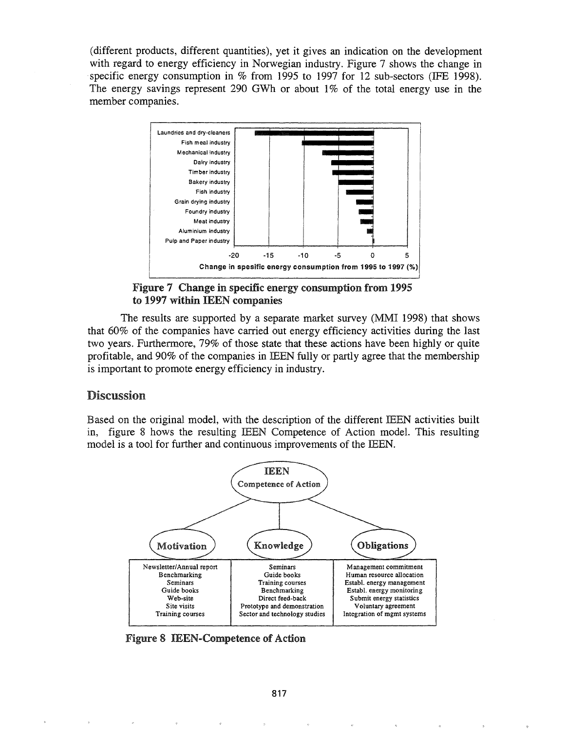(different products, different quantities), yet it gives an indication on the development with regard to energy efficiency in Norwegian industry. Figure 7 shows the change in specific energy consumption in % from 1995 to 1997 for 12 sub-sectors (IFE 1998). The energy savings represent 290 GWh or about 1% of the total energy use in the member companies.

**Figure 7 Change in specific energy consumption from 1995 to 1997 within IEEN companies**

The results are supported by a separate market survey (MMI 1998) that shows that 60% of the companies have carried out energy efficiency activities during the last two years. Furthermore, 79% of those state that these actions have been highly or quite profitable, and 90% of the companies in IEEN fully or partly agree that the membership is important to promote energy efficiency in industry.

## Discussion

Based on the original model, with the description of the different IEEN activities built in, figure 8 hows the resulting IEEN Competence of Action model. This resulting model is a tool for further and continuous improvements of the IEEN.

IEEN Competence of Action

| Motivation | Knowledge | Obligations |
| --- | --- | --- |
| Newsletter/Annual report | Seminars | Management commitment |
| Benchmarking | Guide books | Human resource allocation |
| Seminars | Training courses | Establ. energy management |
| Guide books | Benchmarking | Establ. energy monitoring |
| Web-site | Direct feed-back | Submit energy statistics |
| Site visits | Prototype and demonstration | Voluntary agreement |
| Training courses | Sector and technology studies | Integration of mgmt systems |

**Figure 8 IEEN-Competence of Action**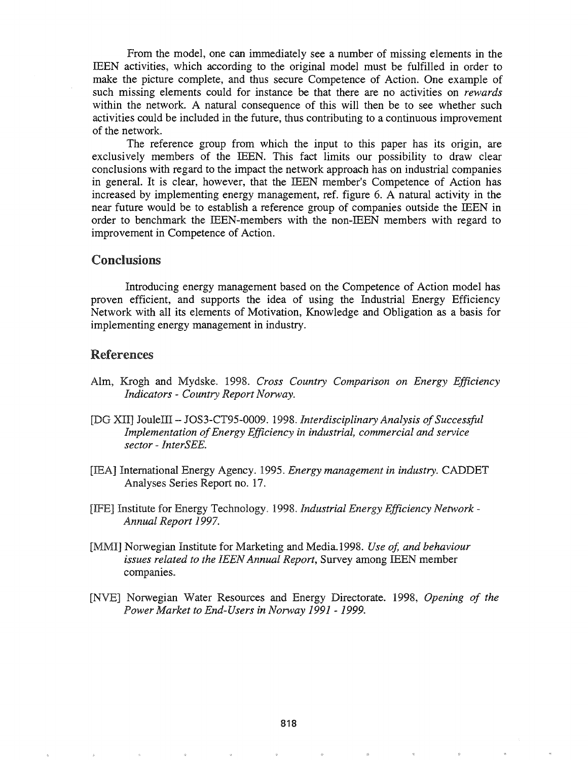From the model, one can immediately see a number of missing elements in the IEEN activities, which according to the original model must be fulfilled in order to make the picture complete, and thus secure Competence of Action. One example of such missing elements could for instance be that there are no activities on *rewards* within the network. A natural consequence of this will then be to see whether such activities could be included in the future, thus contributing to a continuous improvement of the network.

The reference group from which the input to this paper has its origin, are exclusively members of the IEEN. This fact limits our possibility to draw clear conclusions with regard to the impact the network approach has on industrial companies in general. It is clear, however, that the IEEN member's Competence of Action has increased by implementing energy management, ref. figure 6. A natural activity in the near future would be to establish a reference group of companies outside the IEEN in order to benchmark the IEEN-members with the non-IEEN members with regard to improvement in Competence of Action.

## Conclusions

Introducing energy management based on the Competence of Action model has proven efficient, and supports the idea of using the Industrial Energy Efficiency Network with all its elements of Motivation, Knowledge and Obligation as a basis for implementing energy management in industry.

## References

Alm, Krogh and Mydske. 1998. *Cross Country Comparison on Energy Efficiency Indicators - Country Report Norway.*

[DG XII] JouleIII – JOS3-CT95-0009. 1998. *Interdisciplinary Analysis of Successful Implementation of Energy Efficiency in industrial, commercial and service sector - InterSEE.*

[IEA] International Energy Agency. 1995. *Energy management in industry.* CADDET Analyses Series Report no. 17.

[IFE] Institute for Energy Technology. 1998. *Industrial Energy Efficiency Network - Annual Report 1997.*

[MMI] Norwegian Institute for Marketing and Media.1998. *Use of, and behaviour issues related to the IEEN Annual Report*, Survey among IEEN member companies.

[NVE] Norwegian Water Resources and Energy Directorate. 1998, *Opening of the Power Market to End-Users in Norway 1991 - 1999.*